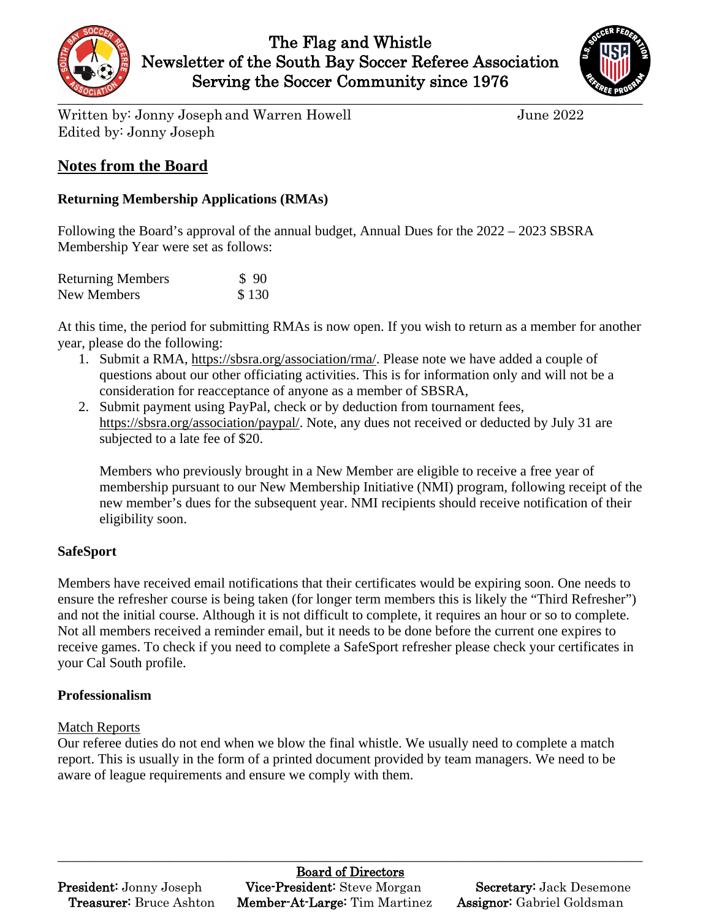# The Flag and Whistle
## Newsletter of the South Bay Soccer Referee Association
### Serving the Soccer Community since 1976

Written by: Jonny Joseph and Warren Howell June 2022
Edited by: Jonny Joseph

## Notes from the Board

**Returning Membership Applications (RMAs)**

Following the Board's approval of the annual budget, Annual Dues for the 2022 – 2023 SBSRA Membership Year were set as follows:

| Returning Members | $ 90 |
|---|---|
| New Members | $ 130 |

At this time, the period for submitting RMAs is now open. If you wish to return as a member for another year, please do the following:

1. Submit a RMA, https://sbsra.org/association/rma/. Please note we have added a couple of questions about our other officiating activities. This is for information only and will not be a consideration for reacceptance of anyone as a member of SBSRA,
2. Submit payment using PayPal, check or by deduction from tournament fees, https://sbsra.org/association/paypal/. Note, any dues not received or deducted by July 31 are subjected to a late fee of $20.

   Members who previously brought in a New Member are eligible to receive a free year of membership pursuant to our New Membership Initiative (NMI) program, following receipt of the new member's dues for the subsequent year. NMI recipients should receive notification of their eligibility soon.

**SafeSport**

Members have received email notifications that their certificates would be expiring soon. One needs to ensure the refresher course is being taken (for longer term members this is likely the "Third Refresher") and not the initial course. Although it is not difficult to complete, it requires an hour or so to complete. Not all members received a reminder email, but it needs to be done before the current one expires to receive games. To check if you need to complete a SafeSport refresher please check your certificates in your Cal South profile.

**Professionalism**

Match Reports

Our referee duties do not end when we blow the final whistle. We usually need to complete a match report. This is usually in the form of a printed document provided by team managers. We need to be aware of league requirements and ensure we comply with them.

Board of Directors

**President:** Jonny Joseph **Vice-President:** Steve Morgan **Secretary:** Jack Desemone
**Treasurer:** Bruce Ashton **Member-At-Large:** Tim Martinez **Assignor:** Gabriel Goldsman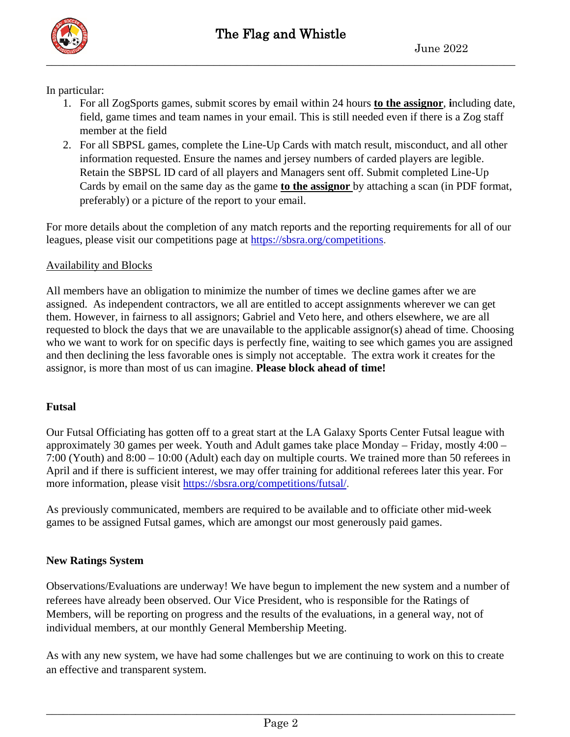In particular:

1. For all ZogSports games, submit scores by email within 24 hours **to the assignor**, **i**ncluding date, field, game times and team names in your email. This is still needed even if there is a Zog staff member at the field
2. For all SBPSL games, complete the Line-Up Cards with match result, misconduct, and all other information requested. Ensure the names and jersey numbers of carded players are legible. Retain the SBPSL ID card of all players and Managers sent off. Submit completed Line-Up Cards by email on the same day as the game **to the assignor** by attaching a scan (in PDF format, preferably) or a picture of the report to your email.

For more details about the completion of any match reports and the reporting requirements for all of our leagues, please visit our competitions page at https://sbsra.org/competitions.

Availability and Blocks

All members have an obligation to minimize the number of times we decline games after we are assigned. As independent contractors, we all are entitled to accept assignments wherever we can get them. However, in fairness to all assignors; Gabriel and Veto here, and others elsewhere, we are all requested to block the days that we are unavailable to the applicable assignor(s) ahead of time. Choosing who we want to work for on specific days is perfectly fine, waiting to see which games you are assigned and then declining the less favorable ones is simply not acceptable. The extra work it creates for the assignor, is more than most of us can imagine. **Please block ahead of time!**

**Futsal**

Our Futsal Officiating has gotten off to a great start at the LA Galaxy Sports Center Futsal league with approximately 30 games per week. Youth and Adult games take place Monday – Friday, mostly 4:00 – 7:00 (Youth) and 8:00 – 10:00 (Adult) each day on multiple courts. We trained more than 50 referees in April and if there is sufficient interest, we may offer training for additional referees later this year. For more information, please visit https://sbsra.org/competitions/futsal/.

As previously communicated, members are required to be available and to officiate other mid-week games to be assigned Futsal games, which are amongst our most generously paid games.

**New Ratings System**

Observations/Evaluations are underway! We have begun to implement the new system and a number of referees have already been observed. Our Vice President, who is responsible for the Ratings of Members, will be reporting on progress and the results of the evaluations, in a general way, not of individual members, at our monthly General Membership Meeting.

As with any new system, we have had some challenges but we are continuing to work on this to create an effective and transparent system.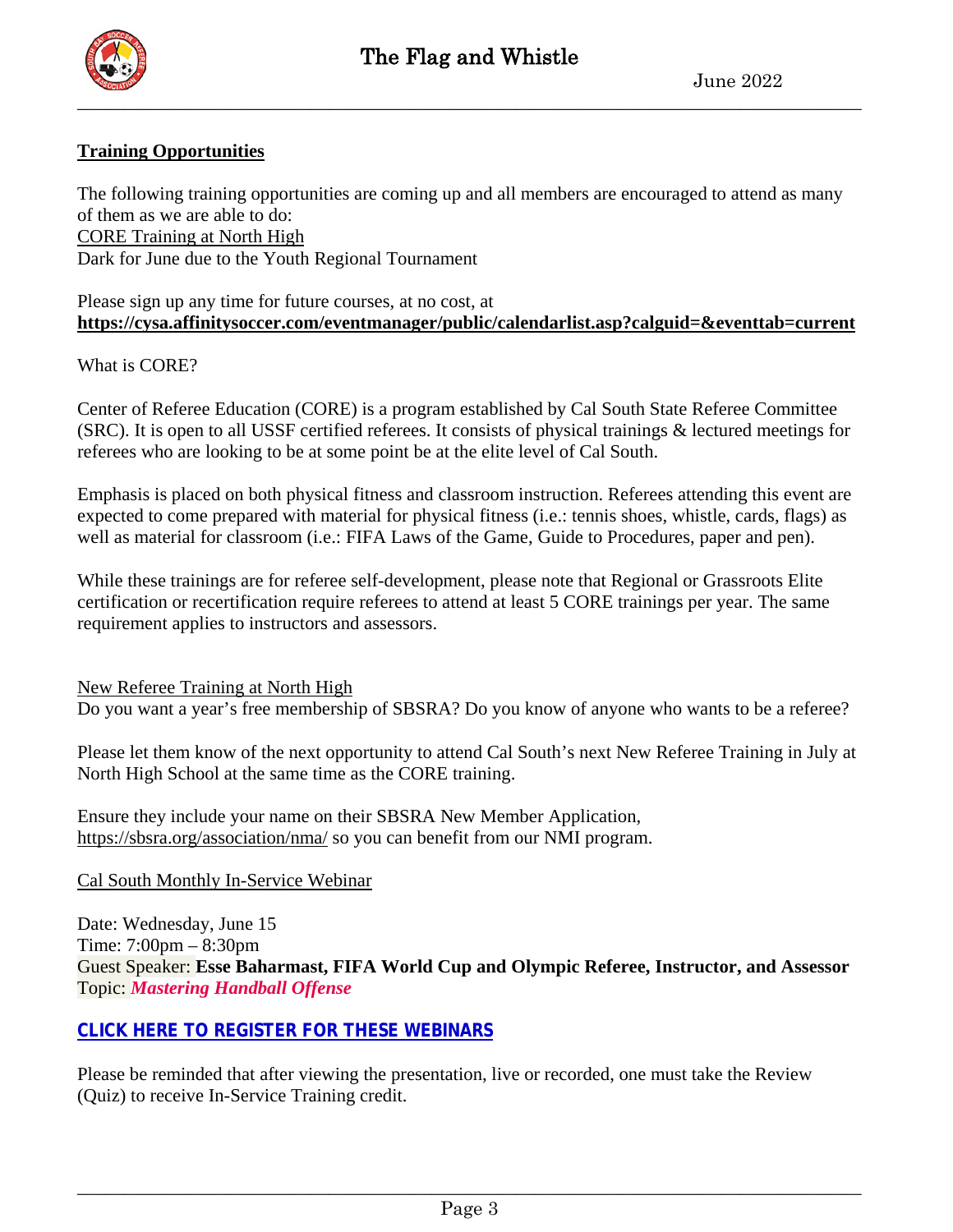## Training Opportunities

The following training opportunities are coming up and all members are encouraged to attend as many of them as we are able to do:

CORE Training at North High

Dark for June due to the Youth Regional Tournament

Please sign up any time for future courses, at no cost, at **https://cysa.affinitysoccer.com/eventmanager/public/calendarlist.asp?calguid=&eventtab=current**

What is CORE?

Center of Referee Education (CORE) is a program established by Cal South State Referee Committee (SRC). It is open to all USSF certified referees. It consists of physical trainings & lectured meetings for referees who are looking to be at some point be at the elite level of Cal South.

Emphasis is placed on both physical fitness and classroom instruction. Referees attending this event are expected to come prepared with material for physical fitness (i.e.: tennis shoes, whistle, cards, flags) as well as material for classroom (i.e.: FIFA Laws of the Game, Guide to Procedures, paper and pen).

While these trainings are for referee self-development, please note that Regional or Grassroots Elite certification or recertification require referees to attend at least 5 CORE trainings per year. The same requirement applies to instructors and assessors.

New Referee Training at North High

Do you want a year's free membership of SBSRA? Do you know of anyone who wants to be a referee?

Please let them know of the next opportunity to attend Cal South's next New Referee Training in July at North High School at the same time as the CORE training.

Ensure they include your name on their SBSRA New Member Application, https://sbsra.org/association/nma/ so you can benefit from our NMI program.

Cal South Monthly In-Service Webinar

Date: Wednesday, June 15

Time: 7:00pm – 8:30pm

Guest Speaker: **Esse Baharmast, FIFA World Cup and Olympic Referee, Instructor, and Assessor**

Topic: ***Mastering Handball Offense***

**CLICK HERE TO REGISTER FOR THESE WEBINARS**

Please be reminded that after viewing the presentation, live or recorded, one must take the Review (Quiz) to receive In-Service Training credit.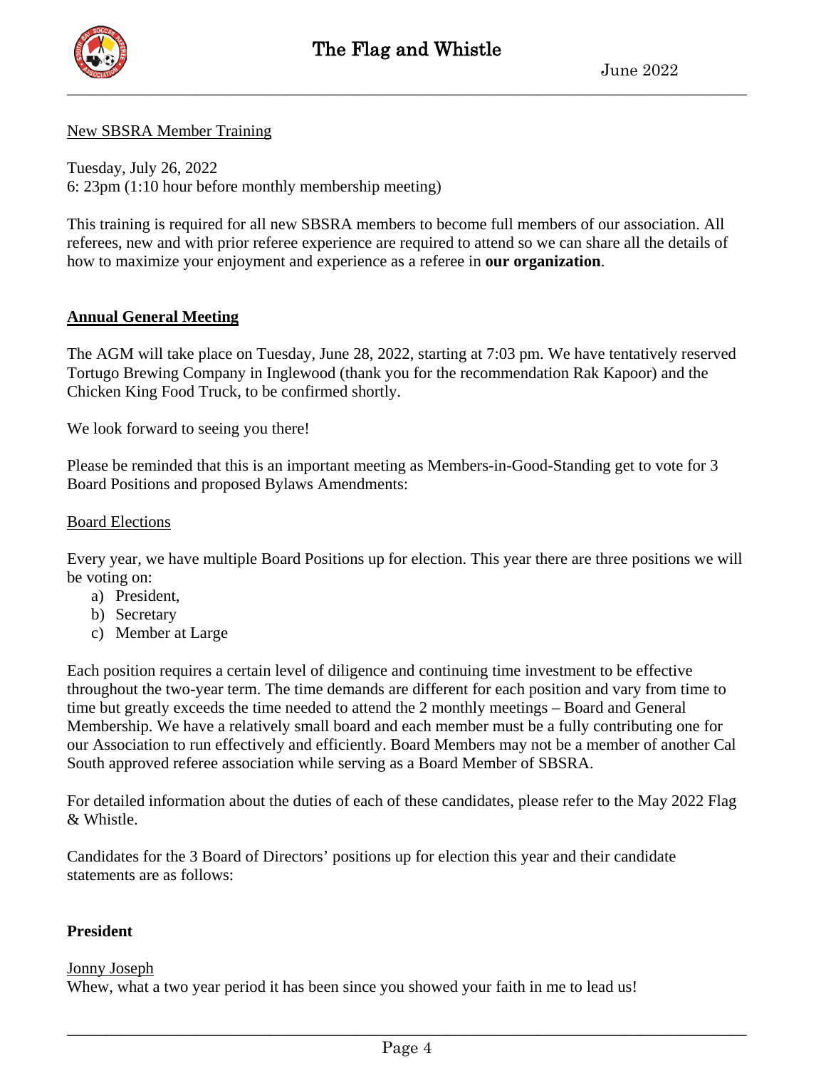New SBSRA Member Training

Tuesday, July 26, 2022
6: 23pm (1:10 hour before monthly membership meeting)

This training is required for all new SBSRA members to become full members of our association. All referees, new and with prior referee experience are required to attend so we can share all the details of how to maximize your enjoyment and experience as a referee in **our organization**.

## Annual General Meeting

The AGM will take place on Tuesday, June 28, 2022, starting at 7:03 pm. We have tentatively reserved Tortugo Brewing Company in Inglewood (thank you for the recommendation Rak Kapoor) and the Chicken King Food Truck, to be confirmed shortly.

We look forward to seeing you there!

Please be reminded that this is an important meeting as Members-in-Good-Standing get to vote for 3 Board Positions and proposed Bylaws Amendments:

### Board Elections

Every year, we have multiple Board Positions up for election. This year there are three positions we will be voting on:

a) President,
b) Secretary
c) Member at Large

Each position requires a certain level of diligence and continuing time investment to be effective throughout the two-year term. The time demands are different for each position and vary from time to time but greatly exceeds the time needed to attend the 2 monthly meetings – Board and General Membership. We have a relatively small board and each member must be a fully contributing one for our Association to run effectively and efficiently. Board Members may not be a member of another Cal South approved referee association while serving as a Board Member of SBSRA.

For detailed information about the duties of each of these candidates, please refer to the May 2022 Flag & Whistle.

Candidates for the 3 Board of Directors' positions up for election this year and their candidate statements are as follows:

**President**

Jonny Joseph
Whew, what a two year period it has been since you showed your faith in me to lead us!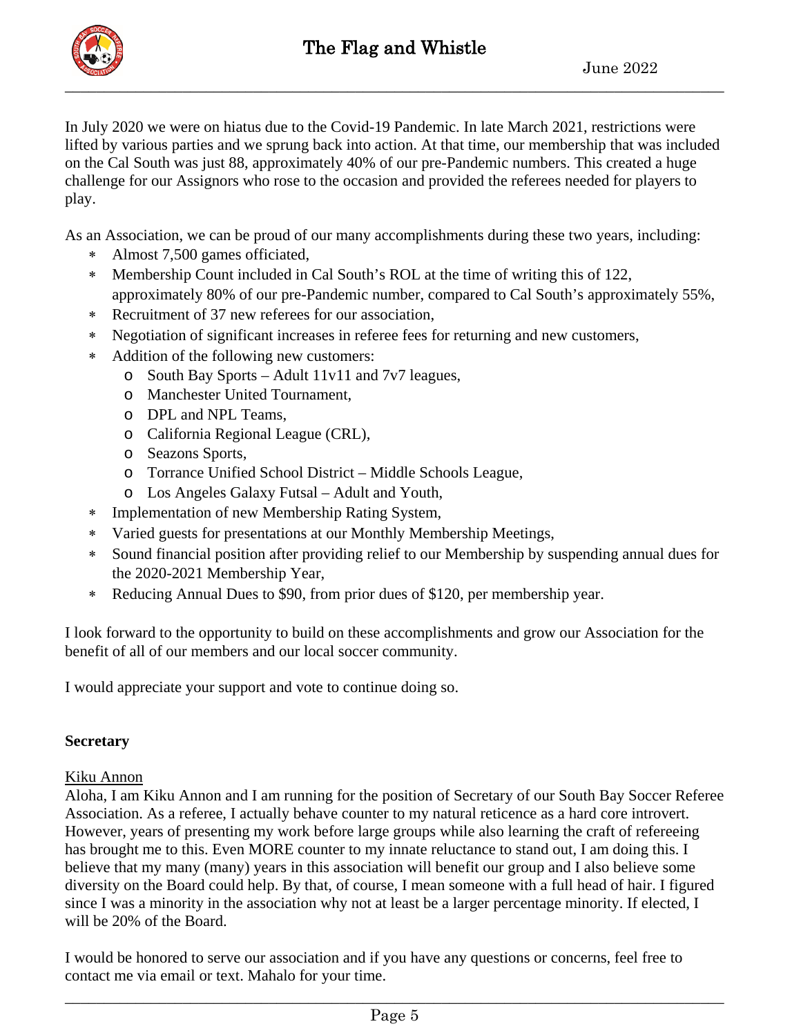In July 2020 we were on hiatus due to the Covid-19 Pandemic. In late March 2021, restrictions were lifted by various parties and we sprung back into action. At that time, our membership that was included on the Cal South was just 88, approximately 40% of our pre-Pandemic numbers. This created a huge challenge for our Assignors who rose to the occasion and provided the referees needed for players to play.

As an Association, we can be proud of our many accomplishments during these two years, including:

- Almost 7,500 games officiated,
- Membership Count included in Cal South's ROL at the time of writing this of 122, approximately 80% of our pre-Pandemic number, compared to Cal South's approximately 55%,
- Recruitment of 37 new referees for our association,
- Negotiation of significant increases in referee fees for returning and new customers,
- Addition of the following new customers:
  - South Bay Sports – Adult 11v11 and 7v7 leagues,
  - Manchester United Tournament,
  - DPL and NPL Teams,
  - California Regional League (CRL),
  - Seazons Sports,
  - Torrance Unified School District – Middle Schools League,
  - Los Angeles Galaxy Futsal – Adult and Youth,
- Implementation of new Membership Rating System,
- Varied guests for presentations at our Monthly Membership Meetings,
- Sound financial position after providing relief to our Membership by suspending annual dues for the 2020-2021 Membership Year,
- Reducing Annual Dues to $90, from prior dues of $120, per membership year.

I look forward to the opportunity to build on these accomplishments and grow our Association for the benefit of all of our members and our local soccer community.

I would appreciate your support and vote to continue doing so.

**Secretary**

<u>Kiku Annon</u>

Aloha, I am Kiku Annon and I am running for the position of Secretary of our South Bay Soccer Referee Association. As a referee, I actually behave counter to my natural reticence as a hard core introvert. However, years of presenting my work before large groups while also learning the craft of refereeing has brought me to this. Even MORE counter to my innate reluctance to stand out, I am doing this. I believe that my many (many) years in this association will benefit our group and I also believe some diversity on the Board could help. By that, of course, I mean someone with a full head of hair. I figured since I was a minority in the association why not at least be a larger percentage minority. If elected, I will be 20% of the Board.

I would be honored to serve our association and if you have any questions or concerns, feel free to contact me via email or text. Mahalo for your time.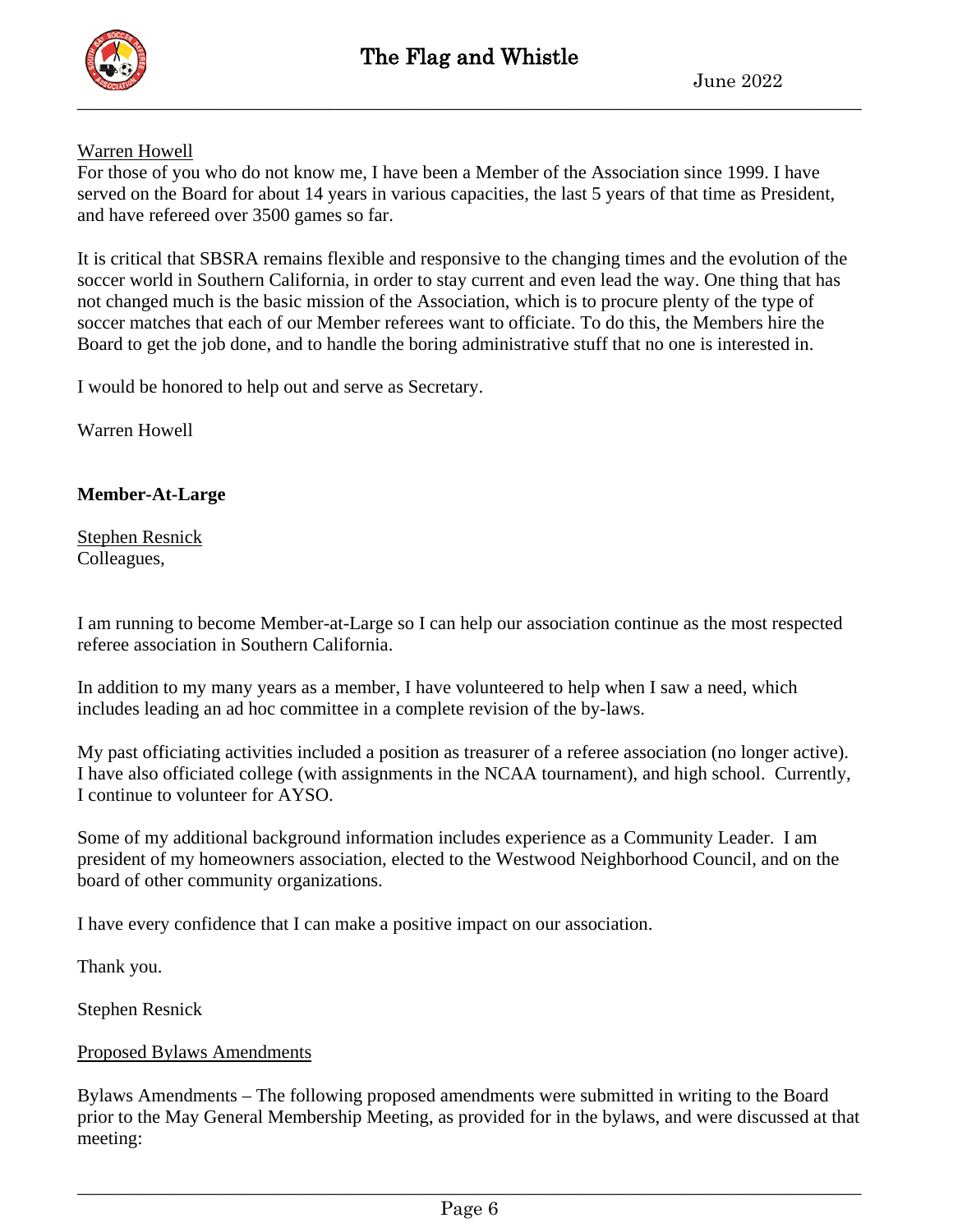Warren Howell

For those of you who do not know me, I have been a Member of the Association since 1999. I have served on the Board for about 14 years in various capacities, the last 5 years of that time as President, and have refereed over 3500 games so far.

It is critical that SBSRA remains flexible and responsive to the changing times and the evolution of the soccer world in Southern California, in order to stay current and even lead the way. One thing that has not changed much is the basic mission of the Association, which is to procure plenty of the type of soccer matches that each of our Member referees want to officiate. To do this, the Members hire the Board to get the job done, and to handle the boring administrative stuff that no one is interested in.

I would be honored to help out and serve as Secretary.

Warren Howell

**Member-At-Large**

Stephen Resnick

Colleagues,

I am running to become Member-at-Large so I can help our association continue as the most respected referee association in Southern California.

In addition to my many years as a member, I have volunteered to help when I saw a need, which includes leading an ad hoc committee in a complete revision of the by-laws.

My past officiating activities included a position as treasurer of a referee association (no longer active). I have also officiated college (with assignments in the NCAA tournament), and high school. Currently, I continue to volunteer for AYSO.

Some of my additional background information includes experience as a Community Leader. I am president of my homeowners association, elected to the Westwood Neighborhood Council, and on the board of other community organizations.

I have every confidence that I can make a positive impact on our association.

Thank you.

Stephen Resnick

Proposed Bylaws Amendments

Bylaws Amendments – The following proposed amendments were submitted in writing to the Board prior to the May General Membership Meeting, as provided for in the bylaws, and were discussed at that meeting: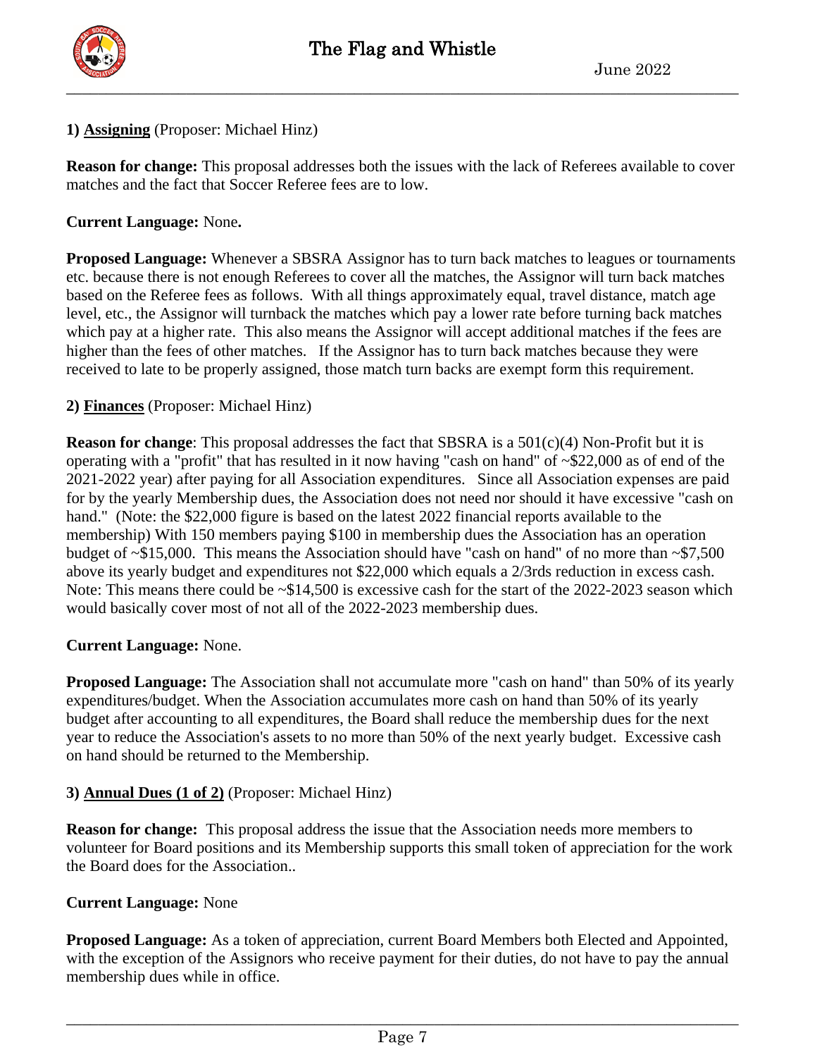**1) <u>Assigning</u>** (Proposer: Michael Hinz)

**Reason for change:** This proposal addresses both the issues with the lack of Referees available to cover matches and the fact that Soccer Referee fees are to low.

**Current Language:** None**.**

**Proposed Language:** Whenever a SBSRA Assignor has to turn back matches to leagues or tournaments etc. because there is not enough Referees to cover all the matches, the Assignor will turn back matches based on the Referee fees as follows. With all things approximately equal, travel distance, match age level, etc., the Assignor will turnback the matches which pay a lower rate before turning back matches which pay at a higher rate. This also means the Assignor will accept additional matches if the fees are higher than the fees of other matches. If the Assignor has to turn back matches because they were received to late to be properly assigned, those match turn backs are exempt form this requirement.

**2) <u>Finances</u>** (Proposer: Michael Hinz)

**Reason for change**: This proposal addresses the fact that SBSRA is a 501(c)(4) Non-Profit but it is operating with a "profit" that has resulted in it now having "cash on hand" of ~$22,000 as of end of the 2021-2022 year) after paying for all Association expenditures. Since all Association expenses are paid for by the yearly Membership dues, the Association does not need nor should it have excessive "cash on hand." (Note: the $22,000 figure is based on the latest 2022 financial reports available to the membership) With 150 members paying $100 in membership dues the Association has an operation budget of ~$15,000. This means the Association should have "cash on hand" of no more than ~$7,500 above its yearly budget and expenditures not $22,000 which equals a 2/3rds reduction in excess cash. Note: This means there could be ~$14,500 is excessive cash for the start of the 2022-2023 season which would basically cover most of not all of the 2022-2023 membership dues.

**Current Language:** None.

**Proposed Language:** The Association shall not accumulate more "cash on hand" than 50% of its yearly expenditures/budget. When the Association accumulates more cash on hand than 50% of its yearly budget after accounting to all expenditures, the Board shall reduce the membership dues for the next year to reduce the Association's assets to no more than 50% of the next yearly budget. Excessive cash on hand should be returned to the Membership.

**3) <u>Annual Dues (1 of 2)</u>** (Proposer: Michael Hinz)

**Reason for change:** This proposal address the issue that the Association needs more members to volunteer for Board positions and its Membership supports this small token of appreciation for the work the Board does for the Association..

**Current Language:** None

**Proposed Language:** As a token of appreciation, current Board Members both Elected and Appointed, with the exception of the Assignors who receive payment for their duties, do not have to pay the annual membership dues while in office.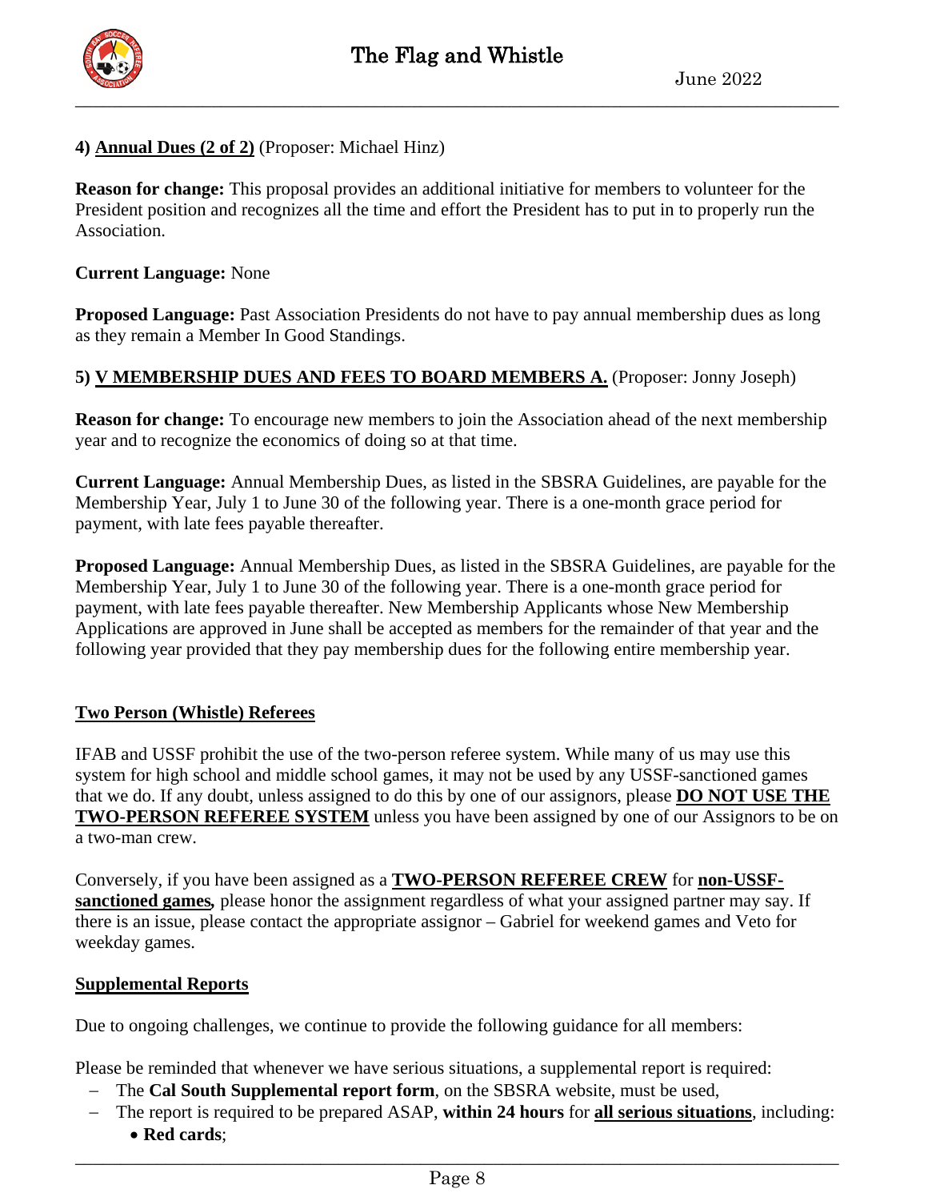**4) <u>Annual Dues (2 of 2)</u>** (Proposer: Michael Hinz)

**Reason for change:** This proposal provides an additional initiative for members to volunteer for the President position and recognizes all the time and effort the President has to put in to properly run the Association.

**Current Language:** None

**Proposed Language:** Past Association Presidents do not have to pay annual membership dues as long as they remain a Member In Good Standings.

**5) <u>V MEMBERSHIP DUES AND FEES TO BOARD MEMBERS A.</u>** (Proposer: Jonny Joseph)

**Reason for change:** To encourage new members to join the Association ahead of the next membership year and to recognize the economics of doing so at that time.

**Current Language:** Annual Membership Dues, as listed in the SBSRA Guidelines, are payable for the Membership Year, July 1 to June 30 of the following year. There is a one-month grace period for payment, with late fees payable thereafter.

**Proposed Language:** Annual Membership Dues, as listed in the SBSRA Guidelines, are payable for the Membership Year, July 1 to June 30 of the following year. There is a one-month grace period for payment, with late fees payable thereafter. New Membership Applicants whose New Membership Applications are approved in June shall be accepted as members for the remainder of that year and the following year provided that they pay membership dues for the following entire membership year.

## <u>Two Person (Whistle) Referees</u>

IFAB and USSF prohibit the use of the two-person referee system. While many of us may use this system for high school and middle school games, it may not be used by any USSF-sanctioned games that we do. If any doubt, unless assigned to do this by one of our assignors, please **<u>DO NOT USE THE TWO-PERSON REFEREE SYSTEM</u>** unless you have been assigned by one of our Assignors to be on a two-man crew.

Conversely, if you have been assigned as a **<u>TWO-PERSON REFEREE CREW</u>** for **<u>non-USSF-sanctioned games</u>***,* please honor the assignment regardless of what your assigned partner may say. If there is an issue, please contact the appropriate assignor – Gabriel for weekend games and Veto for weekday games.

## <u>Supplemental Reports</u>

Due to ongoing challenges, we continue to provide the following guidance for all members:

Please be reminded that whenever we have serious situations, a supplemental report is required:

- The **Cal South Supplemental report form**, on the SBSRA website, must be used,
- The report is required to be prepared ASAP, **within 24 hours** for **<u>all serious situations</u>**, including:
  - **Red cards**;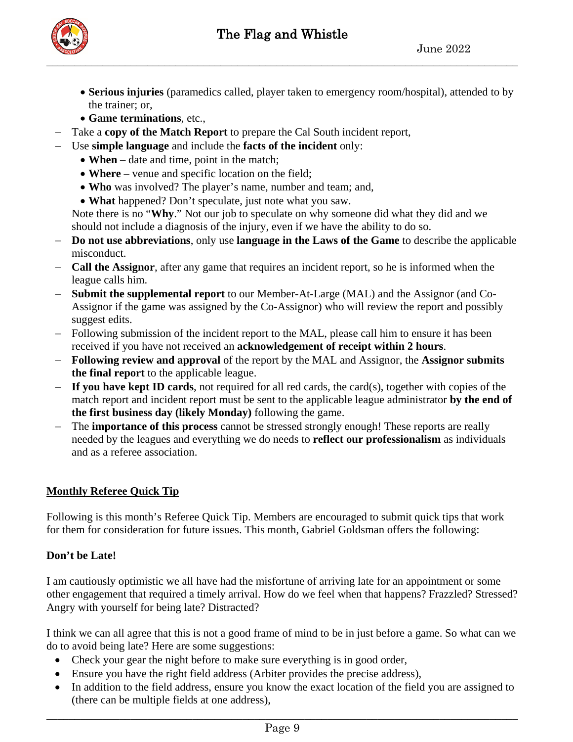- **Serious injuries** (paramedics called, player taken to emergency room/hospital), attended to by the trainer; or,
  - **Game terminations**, etc.,
- Take a **copy of the Match Report** to prepare the Cal South incident report,
- Use **simple language** and include the **facts of the incident** only:
  - **When** – date and time, point in the match;
  - **Where** – venue and specific location on the field;
  - **Who** was involved? The player's name, number and team; and,
  - **What** happened? Don't speculate, just note what you saw.

  Note there is no "**Why**." Not our job to speculate on why someone did what they did and we should not include a diagnosis of the injury, even if we have the ability to do so.
- **Do not use abbreviations**, only use **language in the Laws of the Game** to describe the applicable misconduct.
- **Call the Assignor**, after any game that requires an incident report, so he is informed when the league calls him.
- **Submit the supplemental report** to our Member-At-Large (MAL) and the Assignor (and Co-Assignor if the game was assigned by the Co-Assignor) who will review the report and possibly suggest edits.
- Following submission of the incident report to the MAL, please call him to ensure it has been received if you have not received an **acknowledgement of receipt within 2 hours**.
- **Following review and approval** of the report by the MAL and Assignor, the **Assignor submits the final report** to the applicable league.
- **If you have kept ID cards**, not required for all red cards, the card(s), together with copies of the match report and incident report must be sent to the applicable league administrator **by the end of the first business day (likely Monday)** following the game.
- The **importance of this process** cannot be stressed strongly enough! These reports are really needed by the leagues and everything we do needs to **reflect our professionalism** as individuals and as a referee association.

## Monthly Referee Quick Tip

Following is this month's Referee Quick Tip. Members are encouraged to submit quick tips that work for them for consideration for future issues. This month, Gabriel Goldsman offers the following:

### Don't be Late!

I am cautiously optimistic we all have had the misfortune of arriving late for an appointment or some other engagement that required a timely arrival. How do we feel when that happens? Frazzled? Stressed? Angry with yourself for being late? Distracted?

I think we can all agree that this is not a good frame of mind to be in just before a game. So what can we do to avoid being late? Here are some suggestions:

- Check your gear the night before to make sure everything is in good order,
- Ensure you have the right field address (Arbiter provides the precise address),
- In addition to the field address, ensure you know the exact location of the field you are assigned to (there can be multiple fields at one address),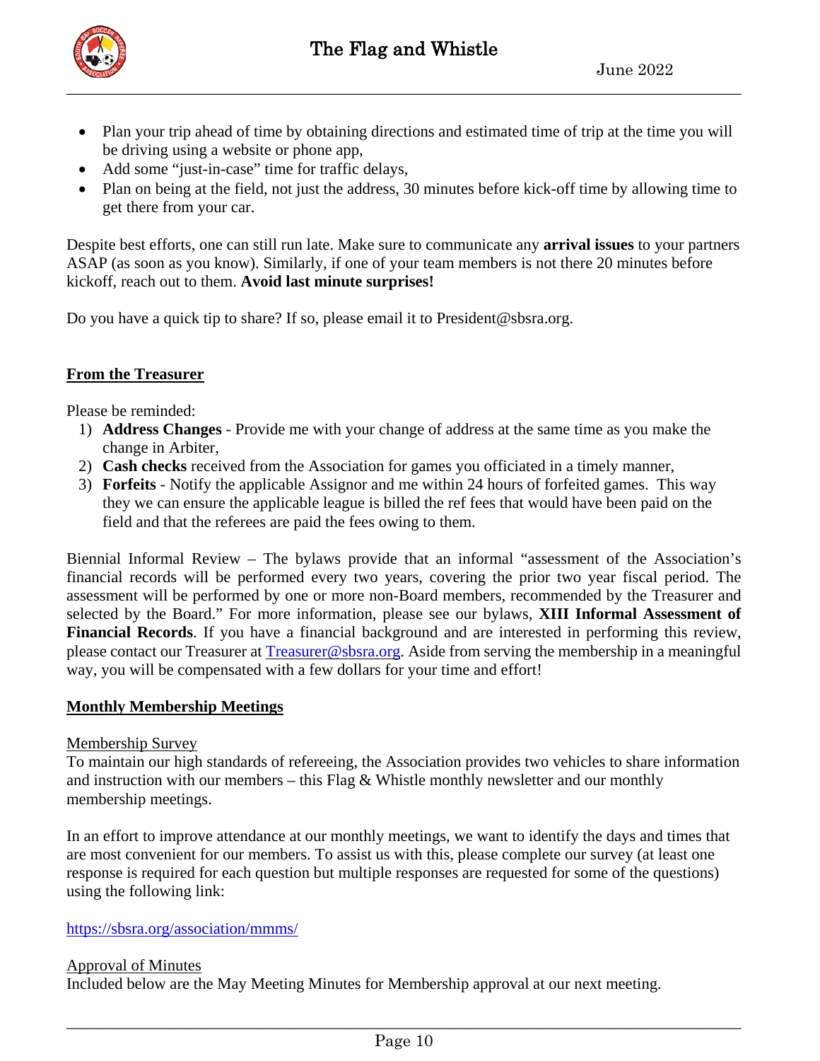- Plan your trip ahead of time by obtaining directions and estimated time of trip at the time you will be driving using a website or phone app,
- Add some "just-in-case" time for traffic delays,
- Plan on being at the field, not just the address, 30 minutes before kick-off time by allowing time to get there from your car.

Despite best efforts, one can still run late. Make sure to communicate any **arrival issues** to your partners ASAP (as soon as you know). Similarly, if one of your team members is not there 20 minutes before kickoff, reach out to them. **Avoid last minute surprises!**

Do you have a quick tip to share? If so, please email it to President@sbsra.org.

## From the Treasurer

Please be reminded:

1) **Address Changes** - Provide me with your change of address at the same time as you make the change in Arbiter,
2) **Cash checks** received from the Association for games you officiated in a timely manner,
3) **Forfeits** - Notify the applicable Assignor and me within 24 hours of forfeited games. This way they we can ensure the applicable league is billed the ref fees that would have been paid on the field and that the referees are paid the fees owing to them.

Biennial Informal Review – The bylaws provide that an informal "assessment of the Association's financial records will be performed every two years, covering the prior two year fiscal period. The assessment will be performed by one or more non-Board members, recommended by the Treasurer and selected by the Board." For more information, please see our bylaws, **XIII Informal Assessment of Financial Records**. If you have a financial background and are interested in performing this review, please contact our Treasurer at [Treasurer@sbsra.org](mailto:Treasurer@sbsra.org). Aside from serving the membership in a meaningful way, you will be compensated with a few dollars for your time and effort!

## Monthly Membership Meetings

### Membership Survey

To maintain our high standards of refereeing, the Association provides two vehicles to share information and instruction with our members – this Flag & Whistle monthly newsletter and our monthly membership meetings.

In an effort to improve attendance at our monthly meetings, we want to identify the days and times that are most convenient for our members. To assist us with this, please complete our survey (at least one response is required for each question but multiple responses are requested for some of the questions) using the following link:

[https://sbsra.org/association/mmms/](https://sbsra.org/association/mmms/)

### Approval of Minutes

Included below are the May Meeting Minutes for Membership approval at our next meeting.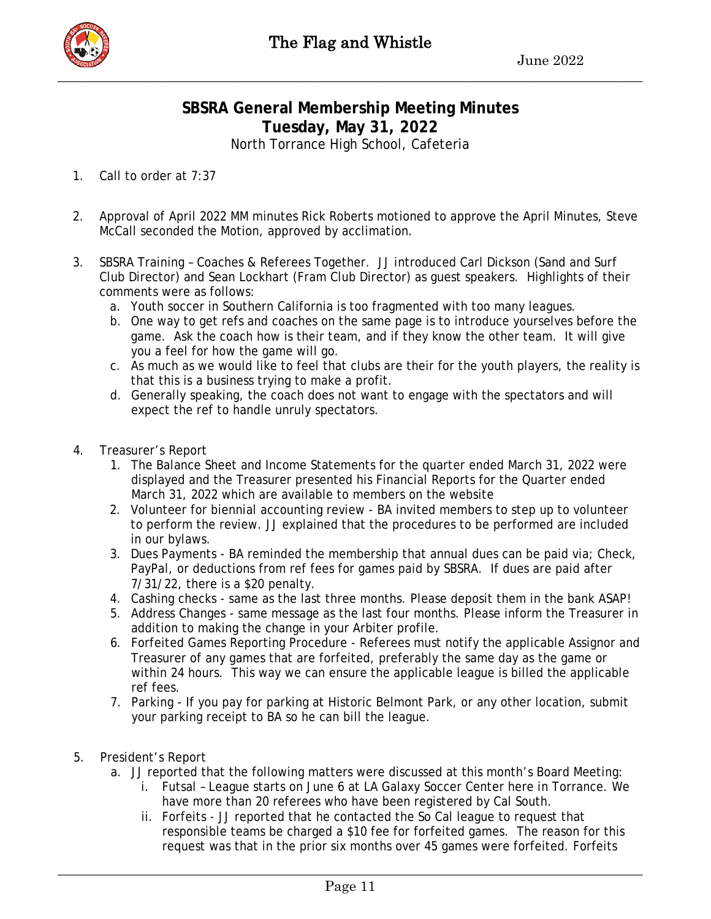## SBSRA General Membership Meeting Minutes

### Tuesday, May 31, 2022

North Torrance High School, Cafeteria

1. Call to order at 7:37

2. Approval of April 2022 MM minutes Rick Roberts motioned to approve the April Minutes, Steve McCall seconded the Motion, approved by acclimation.

3. SBSRA Training – Coaches & Referees Together. JJ introduced Carl Dickson (Sand and Surf Club Director) and Sean Lockhart (Fram Club Director) as guest speakers. Highlights of their comments were as follows:
   a. Youth soccer in Southern California is too fragmented with too many leagues.
   b. One way to get refs and coaches on the same page is to introduce yourselves before the game. Ask the coach how is their team, and if they know the other team. It will give you a feel for how the game will go.
   c. As much as we would like to feel that clubs are their for the youth players, the reality is that this is a business trying to make a profit.
   d. Generally speaking, the coach does not want to engage with the spectators and will expect the ref to handle unruly spectators.

4. Treasurer's Report
   1. The Balance Sheet and Income Statements for the quarter ended March 31, 2022 were displayed and the Treasurer presented his Financial Reports for the Quarter ended March 31, 2022 which are available to members on the website
   2. Volunteer for biennial accounting review - BA invited members to step up to volunteer to perform the review. JJ explained that the procedures to be performed are included in our bylaws.
   3. Dues Payments - BA reminded the membership that annual dues can be paid via; Check, PayPal, or deductions from ref fees for games paid by SBSRA. If dues are paid after 7/31/22, there is a $20 penalty.
   4. Cashing checks - same as the last three months. Please deposit them in the bank ASAP!
   5. Address Changes - same message as the last four months. Please inform the Treasurer in addition to making the change in your Arbiter profile.
   6. Forfeited Games Reporting Procedure - Referees must notify the applicable Assignor and Treasurer of any games that are forfeited, preferably the same day as the game or within 24 hours. This way we can ensure the applicable league is billed the applicable ref fees.
   7. Parking - If you pay for parking at Historic Belmont Park, or any other location, submit your parking receipt to BA so he can bill the league.

5. President's Report
   a. JJ reported that the following matters were discussed at this month's Board Meeting:
      i. Futsal – League starts on June 6 at LA Galaxy Soccer Center here in Torrance. We have more than 20 referees who have been registered by Cal South.
      ii. Forfeits - JJ reported that he contacted the So Cal league to request that responsible teams be charged a $10 fee for forfeited games. The reason for this request was that in the prior six months over 45 games were forfeited. Forfeits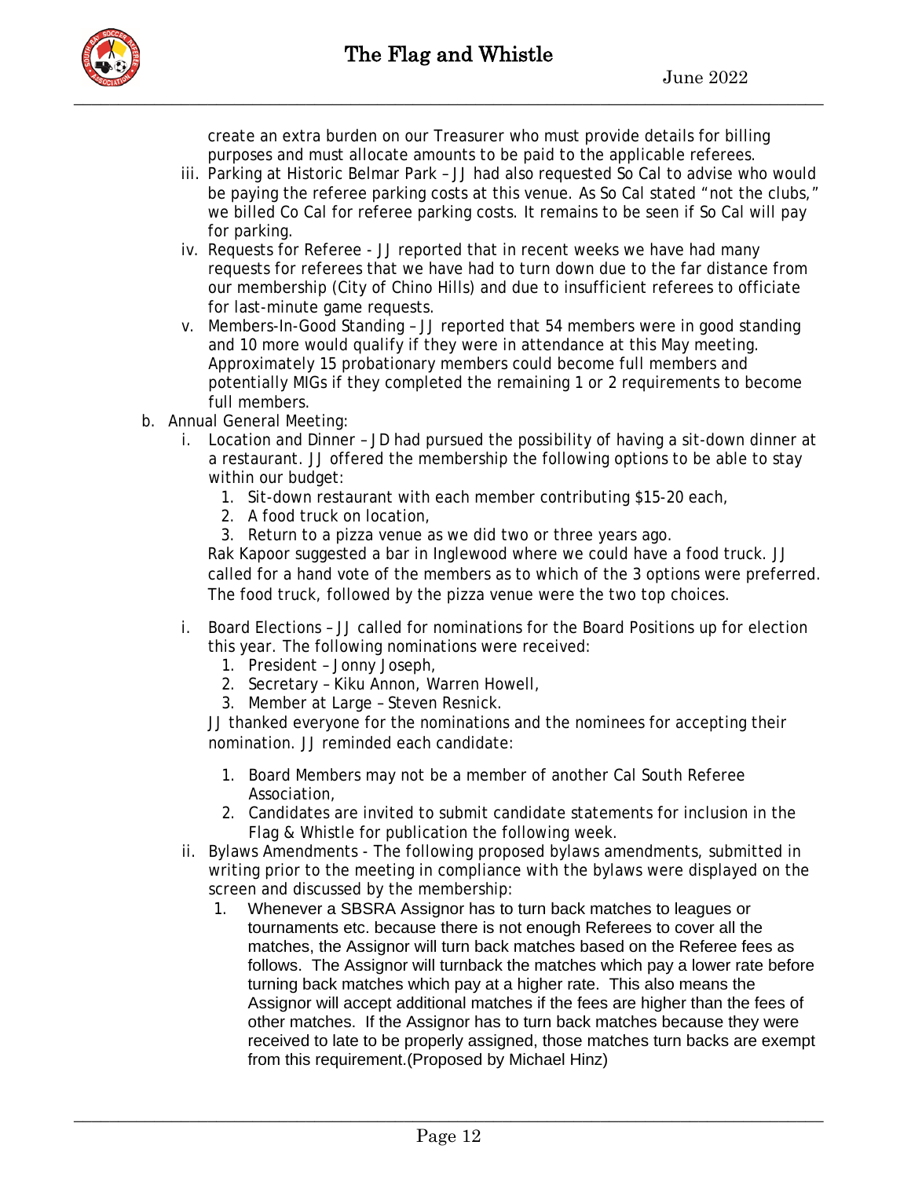create an extra burden on our Treasurer who must provide details for billing purposes and must allocate amounts to be paid to the applicable referees.

iii. Parking at Historic Belmar Park – JJ had also requested So Cal to advise who would be paying the referee parking costs at this venue. As So Cal stated "not the clubs," we billed Co Cal for referee parking costs. It remains to be seen if So Cal will pay for parking.

iv. Requests for Referee - JJ reported that in recent weeks we have had many requests for referees that we have had to turn down due to the far distance from our membership (City of Chino Hills) and due to insufficient referees to officiate for last-minute game requests.

v. Members-In-Good Standing – JJ reported that 54 members were in good standing and 10 more would qualify if they were in attendance at this May meeting. Approximately 15 probationary members could become full members and potentially MIGs if they completed the remaining 1 or 2 requirements to become full members.

b. Annual General Meeting:

i. Location and Dinner – JD had pursued the possibility of having a sit-down dinner at a restaurant. JJ offered the membership the following options to be able to stay within our budget:

1. Sit-down restaurant with each member contributing $15-20 each,
2. A food truck on location,
3. Return to a pizza venue as we did two or three years ago.

Rak Kapoor suggested a bar in Inglewood where we could have a food truck. JJ called for a hand vote of the members as to which of the 3 options were preferred. The food truck, followed by the pizza venue were the two top choices.

i. Board Elections – JJ called for nominations for the Board Positions up for election this year. The following nominations were received:

1. President – Jonny Joseph,
2. Secretary – Kiku Annon, Warren Howell,
3. Member at Large – Steven Resnick.

JJ thanked everyone for the nominations and the nominees for accepting their nomination. JJ reminded each candidate:

1. Board Members may not be a member of another Cal South Referee Association,
2. Candidates are invited to submit candidate statements for inclusion in the Flag & Whistle for publication the following week.

ii. Bylaws Amendments - The following proposed bylaws amendments, submitted in writing prior to the meeting in compliance with the bylaws were displayed on the screen and discussed by the membership:

1. Whenever a SBSRA Assignor has to turn back matches to leagues or tournaments etc. because there is not enough Referees to cover all the matches, the Assignor will turn back matches based on the Referee fees as follows. The Assignor will turnback the matches which pay a lower rate before turning back matches which pay at a higher rate. This also means the Assignor will accept additional matches if the fees are higher than the fees of other matches. If the Assignor has to turn back matches because they were received to late to be properly assigned, those matches turn backs are exempt from this requirement.(Proposed by Michael Hinz)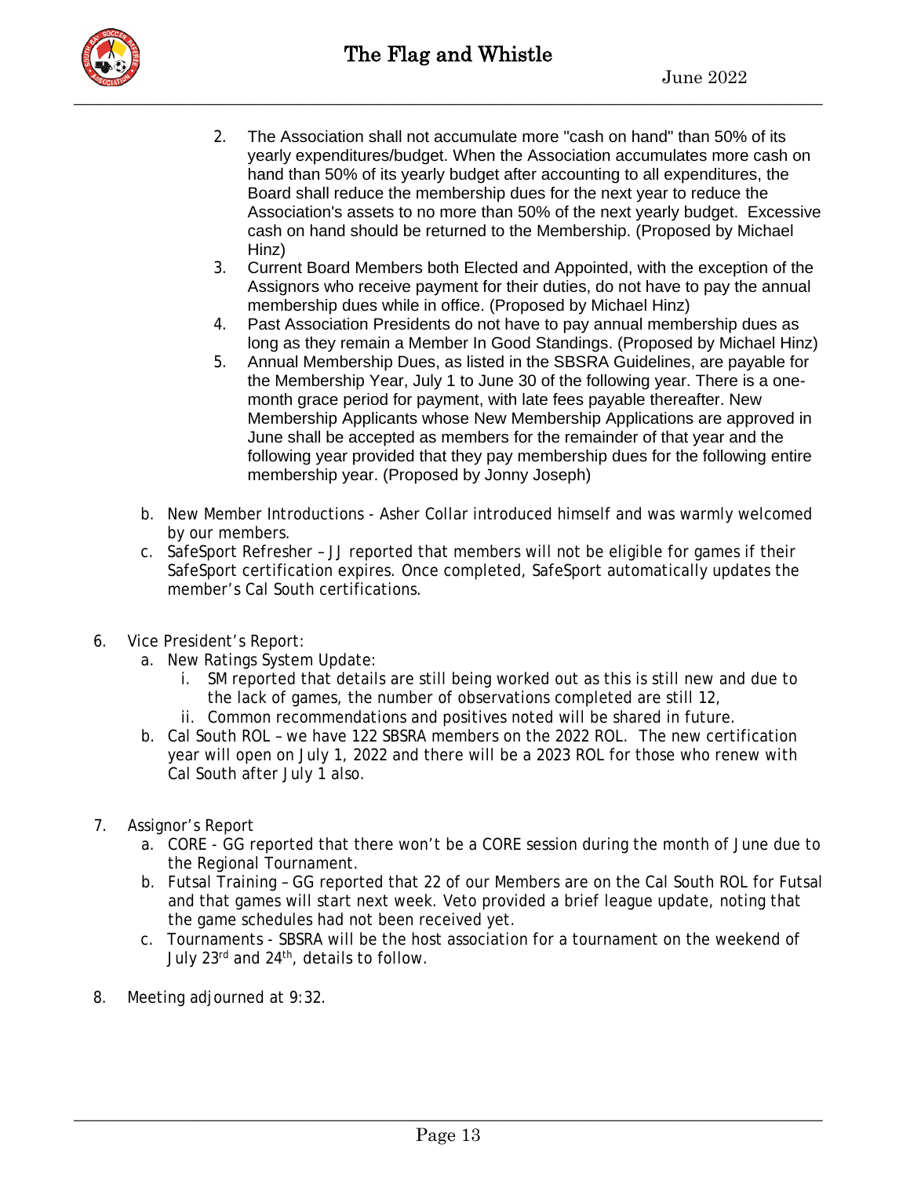2. The Association shall not accumulate more "cash on hand" than 50% of its yearly expenditures/budget. When the Association accumulates more cash on hand than 50% of its yearly budget after accounting to all expenditures, the Board shall reduce the membership dues for the next year to reduce the Association's assets to no more than 50% of the next yearly budget. Excessive cash on hand should be returned to the Membership. (Proposed by Michael Hinz)
3. Current Board Members both Elected and Appointed, with the exception of the Assignors who receive payment for their duties, do not have to pay the annual membership dues while in office. (Proposed by Michael Hinz)
4. Past Association Presidents do not have to pay annual membership dues as long as they remain a Member In Good Standings. (Proposed by Michael Hinz)
5. Annual Membership Dues, as listed in the SBSRA Guidelines, are payable for the Membership Year, July 1 to June 30 of the following year. There is a one-month grace period for payment, with late fees payable thereafter. New Membership Applicants whose New Membership Applications are approved in June shall be accepted as members for the remainder of that year and the following year provided that they pay membership dues for the following entire membership year. (Proposed by Jonny Joseph)

b. New Member Introductions - Asher Collar introduced himself and was warmly welcomed by our members.

c. SafeSport Refresher – JJ reported that members will not be eligible for games if their SafeSport certification expires. Once completed, SafeSport automatically updates the member's Cal South certifications.

6. Vice President's Report:
   a. New Ratings System Update:
      i. SM reported that details are still being worked out as this is still new and due to the lack of games, the number of observations completed are still 12,
      ii. Common recommendations and positives noted will be shared in future.
   b. Cal South ROL – we have 122 SBSRA members on the 2022 ROL. The new certification year will open on July 1, 2022 and there will be a 2023 ROL for those who renew with Cal South after July 1 also.

7. Assignor's Report
   a. CORE - GG reported that there won't be a CORE session during the month of June due to the Regional Tournament.
   b. Futsal Training – GG reported that 22 of our Members are on the Cal South ROL for Futsal and that games will start next week. Veto provided a brief league update, noting that the game schedules had not been received yet.
   c. Tournaments - SBSRA will be the host association for a tournament on the weekend of July 23rd and 24th, details to follow.

8. Meeting adjourned at 9:32.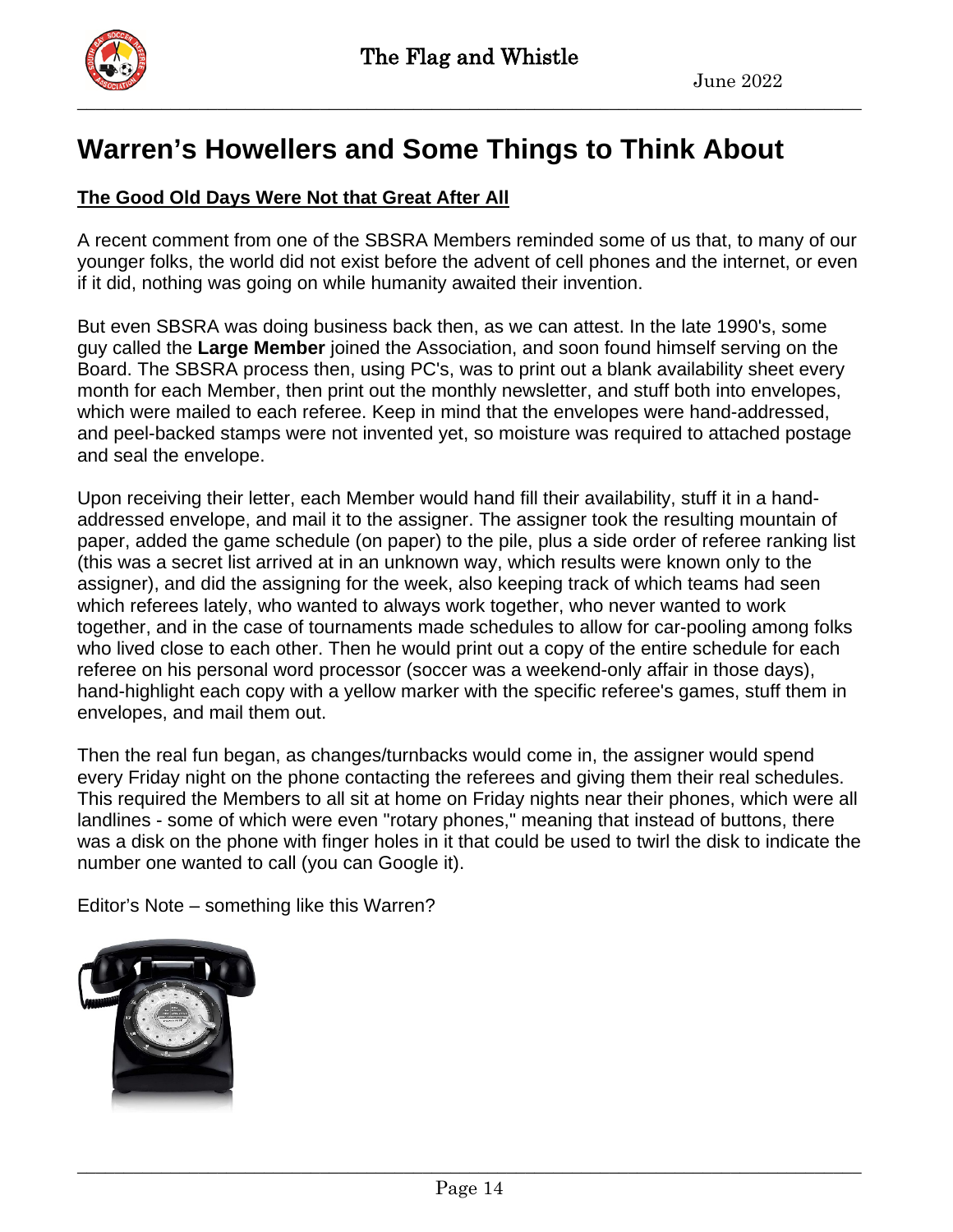# Warren's Howellers and Some Things to Think About

**The Good Old Days Were Not that Great After All**

A recent comment from one of the SBSRA Members reminded some of us that, to many of our younger folks, the world did not exist before the advent of cell phones and the internet, or even if it did, nothing was going on while humanity awaited their invention.

But even SBSRA was doing business back then, as we can attest. In the late 1990's, some guy called the **Large Member** joined the Association, and soon found himself serving on the Board. The SBSRA process then, using PC's, was to print out a blank availability sheet every month for each Member, then print out the monthly newsletter, and stuff both into envelopes, which were mailed to each referee. Keep in mind that the envelopes were hand-addressed, and peel-backed stamps were not invented yet, so moisture was required to attached postage and seal the envelope.

Upon receiving their letter, each Member would hand fill their availability, stuff it in a hand-addressed envelope, and mail it to the assigner. The assigner took the resulting mountain of paper, added the game schedule (on paper) to the pile, plus a side order of referee ranking list (this was a secret list arrived at in an unknown way, which results were known only to the assigner), and did the assigning for the week, also keeping track of which teams had seen which referees lately, who wanted to always work together, who never wanted to work together, and in the case of tournaments made schedules to allow for car-pooling among folks who lived close to each other. Then he would print out a copy of the entire schedule for each referee on his personal word processor (soccer was a weekend-only affair in those days), hand-highlight each copy with a yellow marker with the specific referee's games, stuff them in envelopes, and mail them out.

Then the real fun began, as changes/turnbacks would come in, the assigner would spend every Friday night on the phone contacting the referees and giving them their real schedules. This required the Members to all sit at home on Friday nights near their phones, which were all landlines - some of which were even "rotary phones," meaning that instead of buttons, there was a disk on the phone with finger holes in it that could be used to twirl the disk to indicate the number one wanted to call (you can Google it).

Editor's Note – something like this Warren?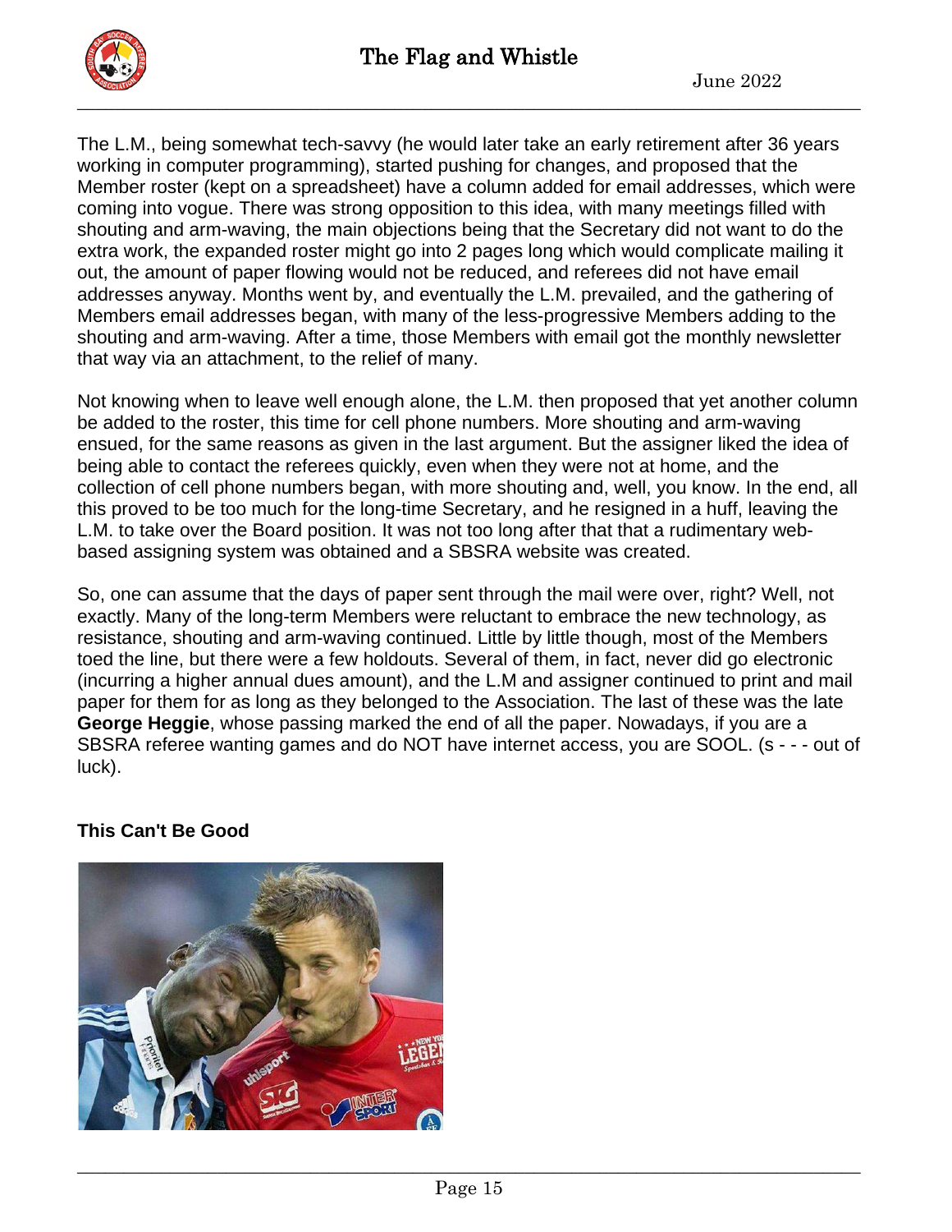The L.M., being somewhat tech-savvy (he would later take an early retirement after 36 years working in computer programming), started pushing for changes, and proposed that the Member roster (kept on a spreadsheet) have a column added for email addresses, which were coming into vogue. There was strong opposition to this idea, with many meetings filled with shouting and arm-waving, the main objections being that the Secretary did not want to do the extra work, the expanded roster might go into 2 pages long which would complicate mailing it out, the amount of paper flowing would not be reduced, and referees did not have email addresses anyway. Months went by, and eventually the L.M. prevailed, and the gathering of Members email addresses began, with many of the less-progressive Members adding to the shouting and arm-waving. After a time, those Members with email got the monthly newsletter that way via an attachment, to the relief of many.

Not knowing when to leave well enough alone, the L.M. then proposed that yet another column be added to the roster, this time for cell phone numbers. More shouting and arm-waving ensued, for the same reasons as given in the last argument. But the assigner liked the idea of being able to contact the referees quickly, even when they were not at home, and the collection of cell phone numbers began, with more shouting and, well, you know. In the end, all this proved to be too much for the long-time Secretary, and he resigned in a huff, leaving the L.M. to take over the Board position. It was not too long after that that a rudimentary web-based assigning system was obtained and a SBSRA website was created.

So, one can assume that the days of paper sent through the mail were over, right? Well, not exactly. Many of the long-term Members were reluctant to embrace the new technology, as resistance, shouting and arm-waving continued. Little by little though, most of the Members toed the line, but there were a few holdouts. Several of them, in fact, never did go electronic (incurring a higher annual dues amount), and the L.M and assigner continued to print and mail paper for them for as long as they belonged to the Association. The last of these was the late **George Heggie**, whose passing marked the end of all the paper. Nowadays, if you are a SBSRA referee wanting games and do NOT have internet access, you are SOOL. (s - - - out of luck).

**This Can't Be Good**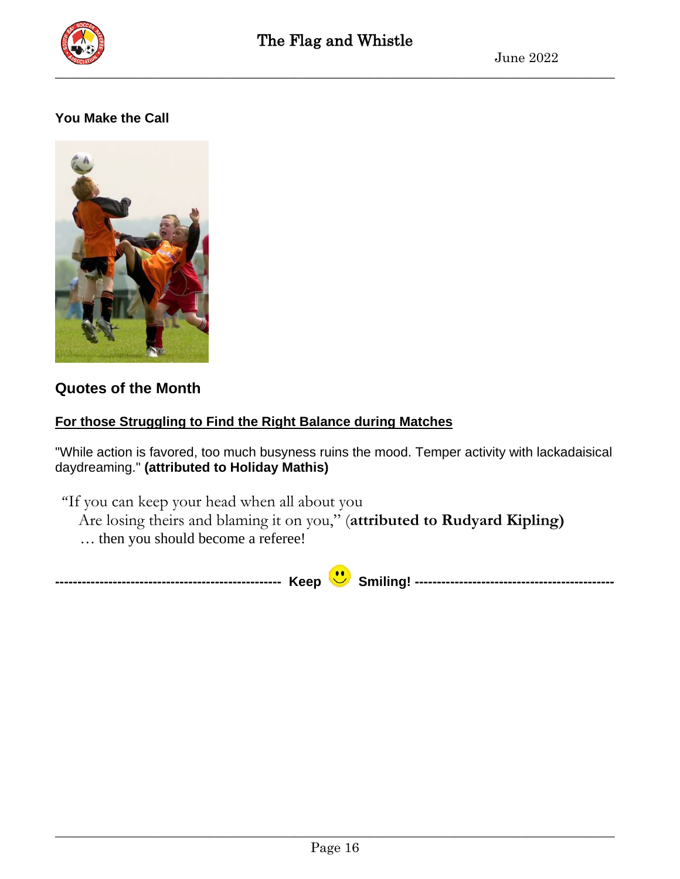### You Make the Call

## Quotes of the Month

**For those Struggling to Find the Right Balance during Matches**

"While action is favored, too much busyness ruins the mood. Temper activity with lackadaisical daydreaming." **(attributed to Holiday Mathis)**

"If you can keep your head when all about you
Are losing theirs and blaming it on you," (**attributed to Rudyard Kipling)**
… then you should become a referee!

**-------------------------------------------------- Keep 🙂 Smiling! --------------------------------------------**